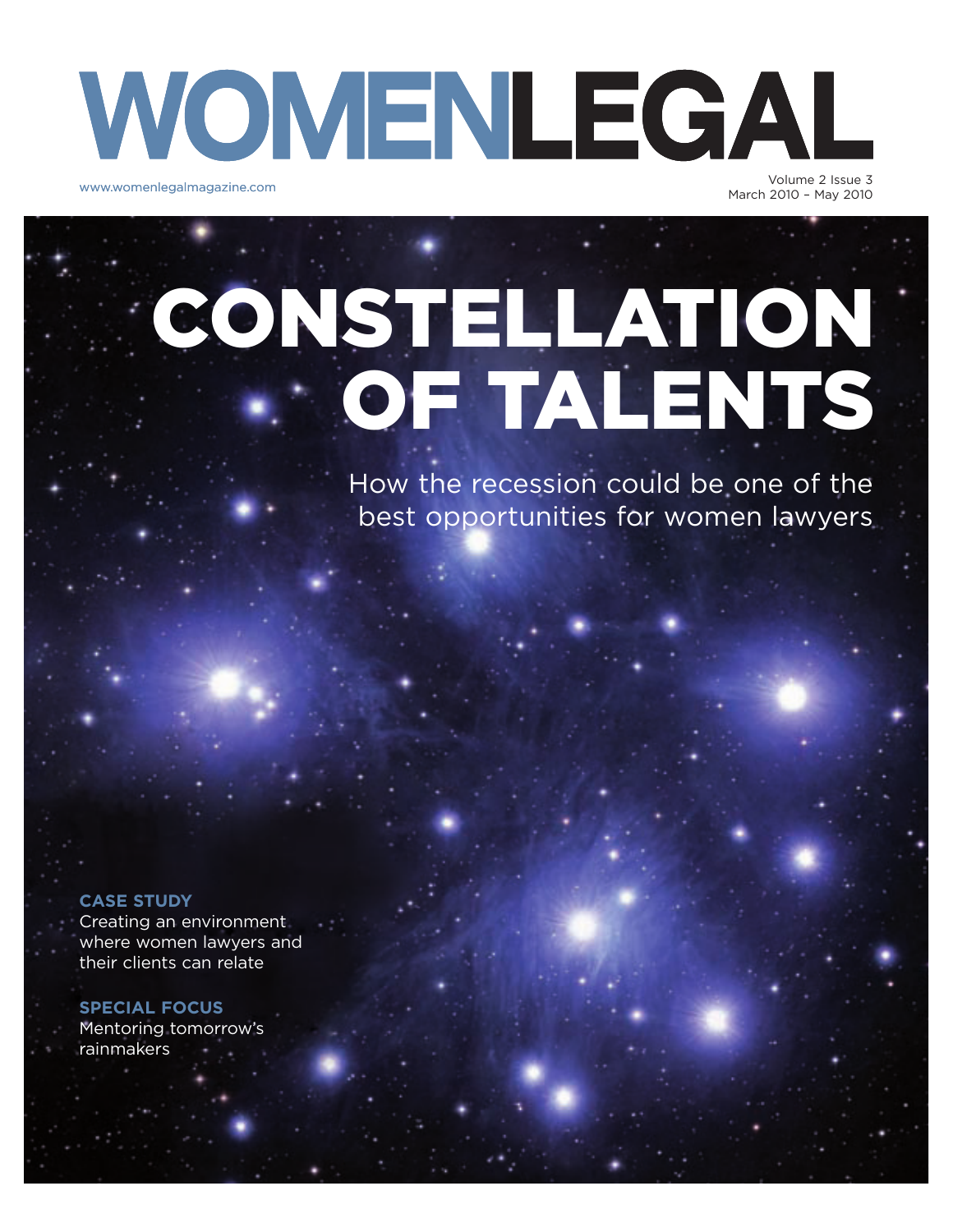# WOMENLEGAL

www.womenlegalmagazine.com

Volume 2 Issue 3
March 2010 – May 2010

# CONSTELLATION OF TALENTS

How the recession could be one of the best opportunities for women lawyers

**CASE STUDY**
Creating an environment where women lawyers and their clients can relate

**SPECIAL FOCUS**
Mentoring tomorrow's rainmakers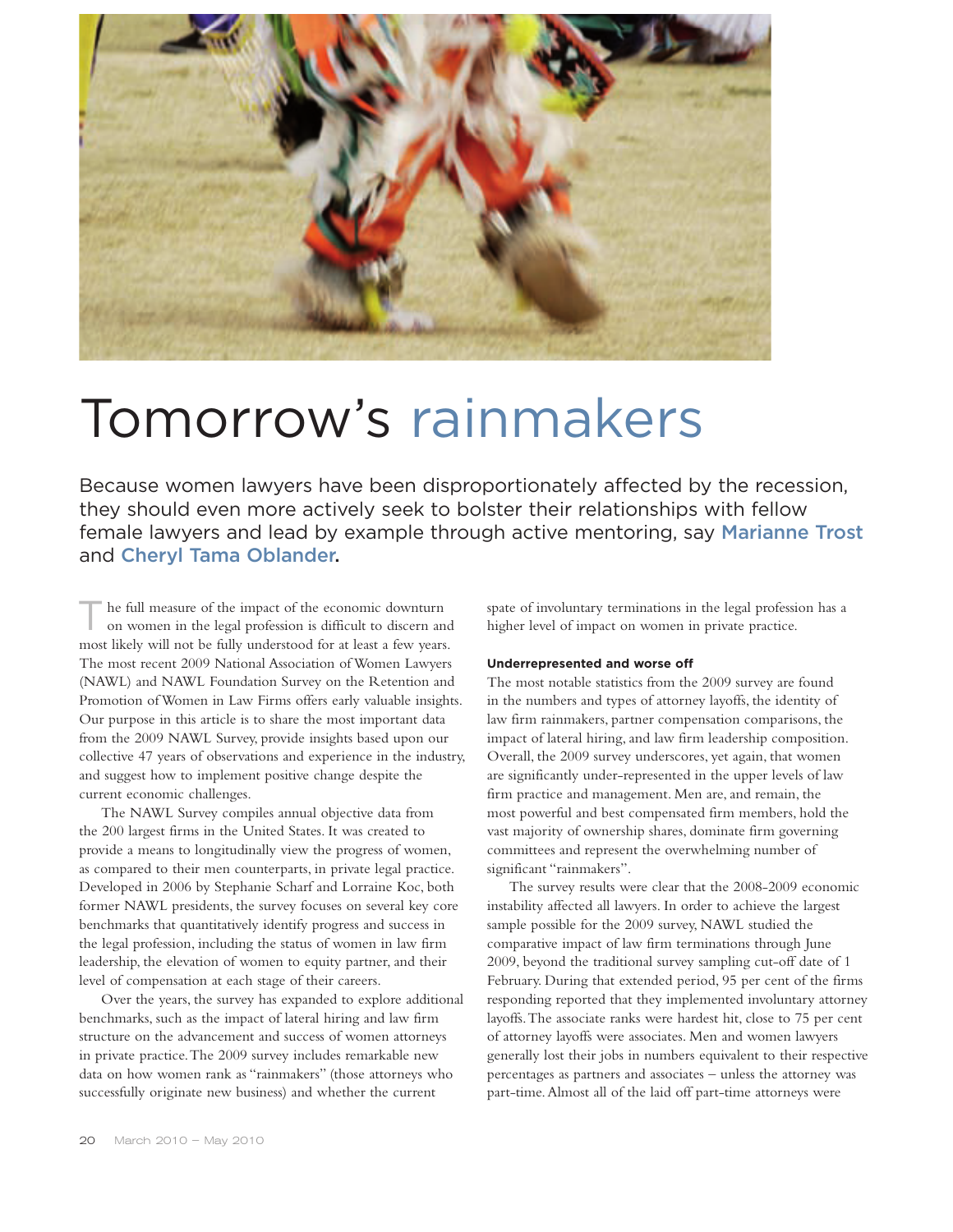# Tomorrow's rainmakers

Because women lawyers have been disproportionately affected by the recession, they should even more actively seek to bolster their relationships with fellow female lawyers and lead by example through active mentoring, say **Marianne Trost** and **Cheryl Tama Oblander**.

The full measure of the impact of the economic downturn on women in the legal profession is difficult to discern and most likely will not be fully understood for at least a few years. The most recent 2009 National Association of Women Lawyers (NAWL) and NAWL Foundation Survey on the Retention and Promotion of Women in Law Firms offers early valuable insights. Our purpose in this article is to share the most important data from the 2009 NAWL Survey, provide insights based upon our collective 47 years of observations and experience in the industry, and suggest how to implement positive change despite the current economic challenges.

The NAWL Survey compiles annual objective data from the 200 largest firms in the United States. It was created to provide a means to longitudinally view the progress of women, as compared to their men counterparts, in private legal practice. Developed in 2006 by Stephanie Scharf and Lorraine Koc, both former NAWL presidents, the survey focuses on several key core benchmarks that quantitatively identify progress and success in the legal profession, including the status of women in law firm leadership, the elevation of women to equity partner, and their level of compensation at each stage of their careers.

Over the years, the survey has expanded to explore additional benchmarks, such as the impact of lateral hiring and law firm structure on the advancement and success of women attorneys in private practice. The 2009 survey includes remarkable new data on how women rank as "rainmakers" (those attorneys who successfully originate new business) and whether the current spate of involuntary terminations in the legal profession has a higher level of impact on women in private practice.

**Underrepresented and worse off**

The most notable statistics from the 2009 survey are found in the numbers and types of attorney layoffs, the identity of law firm rainmakers, partner compensation comparisons, the impact of lateral hiring, and law firm leadership composition. Overall, the 2009 survey underscores, yet again, that women are significantly under-represented in the upper levels of law firm practice and management. Men are, and remain, the most powerful and best compensated firm members, hold the vast majority of ownership shares, dominate firm governing committees and represent the overwhelming number of significant "rainmakers".

The survey results were clear that the 2008-2009 economic instability affected all lawyers. In order to achieve the largest sample possible for the 2009 survey, NAWL studied the comparative impact of law firm terminations through June 2009, beyond the traditional survey sampling cut-off date of 1 February. During that extended period, 95 per cent of the firms responding reported that they implemented involuntary attorney layoffs. The associate ranks were hardest hit, close to 75 per cent of attorney layoffs were associates. Men and women lawyers generally lost their jobs in numbers equivalent to their respective percentages as partners and associates – unless the attorney was part-time. Almost all of the laid off part-time attorneys were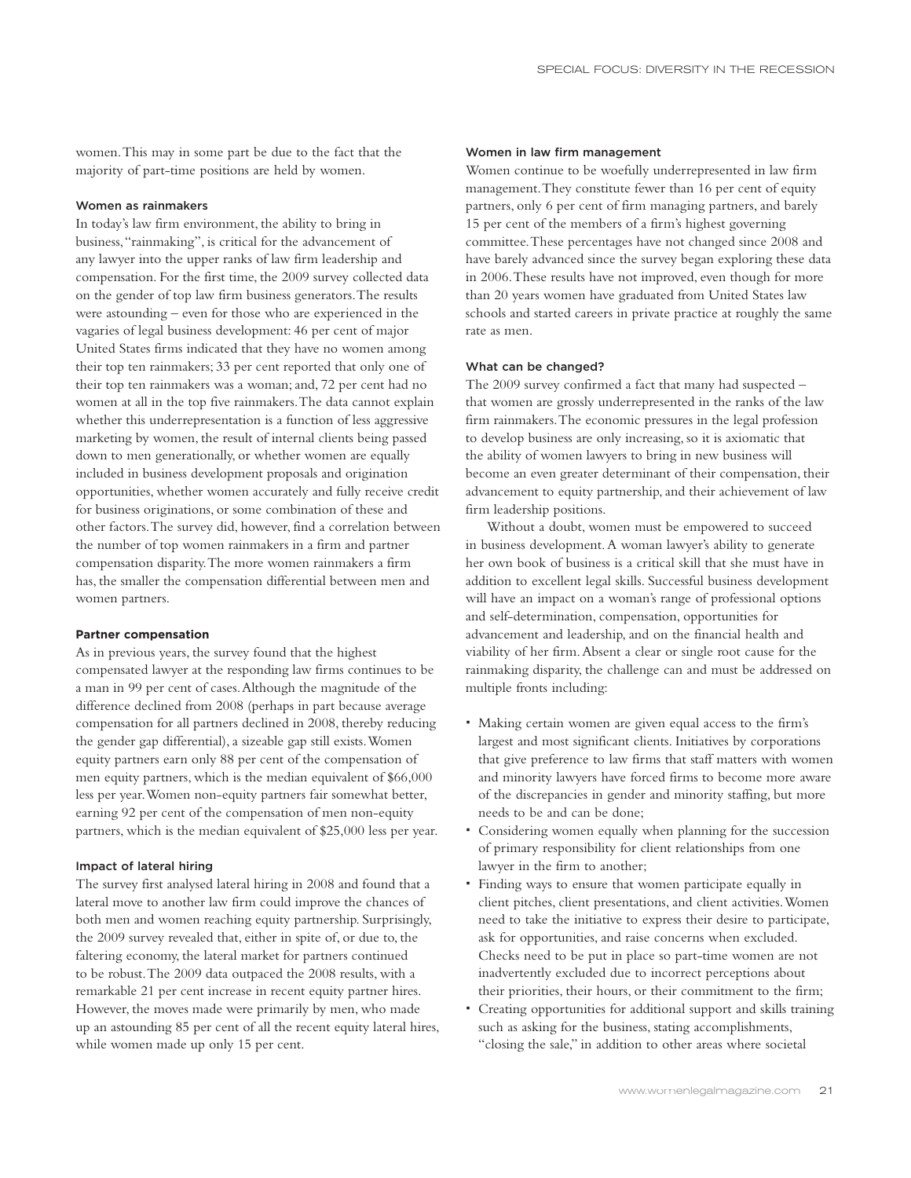women. This may in some part be due to the fact that the majority of part-time positions are held by women.

### Women as rainmakers

In today's law firm environment, the ability to bring in business, "rainmaking", is critical for the advancement of any lawyer into the upper ranks of law firm leadership and compensation. For the first time, the 2009 survey collected data on the gender of top law firm business generators. The results were astounding – even for those who are experienced in the vagaries of legal business development: 46 per cent of major United States firms indicated that they have no women among their top ten rainmakers; 33 per cent reported that only one of their top ten rainmakers was a woman; and, 72 per cent had no women at all in the top five rainmakers. The data cannot explain whether this underrepresentation is a function of less aggressive marketing by women, the result of internal clients being passed down to men generationally, or whether women are equally included in business development proposals and origination opportunities, whether women accurately and fully receive credit for business originations, or some combination of these and other factors. The survey did, however, find a correlation between the number of top women rainmakers in a firm and partner compensation disparity. The more women rainmakers a firm has, the smaller the compensation differential between men and women partners.

### Partner compensation

As in previous years, the survey found that the highest compensated lawyer at the responding law firms continues to be a man in 99 per cent of cases. Although the magnitude of the difference declined from 2008 (perhaps in part because average compensation for all partners declined in 2008, thereby reducing the gender gap differential), a sizeable gap still exists. Women equity partners earn only 88 per cent of the compensation of men equity partners, which is the median equivalent of $66,000 less per year. Women non-equity partners fair somewhat better, earning 92 per cent of the compensation of men non-equity partners, which is the median equivalent of $25,000 less per year.

### Impact of lateral hiring

The survey first analysed lateral hiring in 2008 and found that a lateral move to another law firm could improve the chances of both men and women reaching equity partnership. Surprisingly, the 2009 survey revealed that, either in spite of, or due to, the faltering economy, the lateral market for partners continued to be robust. The 2009 data outpaced the 2008 results, with a remarkable 21 per cent increase in recent equity partner hires. However, the moves made were primarily by men, who made up an astounding 85 per cent of all the recent equity lateral hires, while women made up only 15 per cent.

### Women in law firm management

Women continue to be woefully underrepresented in law firm management. They constitute fewer than 16 per cent of equity partners, only 6 per cent of firm managing partners, and barely 15 per cent of the members of a firm's highest governing committee. These percentages have not changed since 2008 and have barely advanced since the survey began exploring these data in 2006. These results have not improved, even though for more than 20 years women have graduated from United States law schools and started careers in private practice at roughly the same rate as men.

### What can be changed?

The 2009 survey confirmed a fact that many had suspected – that women are grossly underrepresented in the ranks of the law firm rainmakers. The economic pressures in the legal profession to develop business are only increasing, so it is axiomatic that the ability of women lawyers to bring in new business will become an even greater determinant of their compensation, their advancement to equity partnership, and their achievement of law firm leadership positions.

Without a doubt, women must be empowered to succeed in business development. A woman lawyer's ability to generate her own book of business is a critical skill that she must have in addition to excellent legal skills. Successful business development will have an impact on a woman's range of professional options and self-determination, compensation, opportunities for advancement and leadership, and on the financial health and viability of her firm. Absent a clear or single root cause for the rainmaking disparity, the challenge can and must be addressed on multiple fronts including:

- Making certain women are given equal access to the firm's largest and most significant clients. Initiatives by corporations that give preference to law firms that staff matters with women and minority lawyers have forced firms to become more aware of the discrepancies in gender and minority staffing, but more needs to be and can be done;
- Considering women equally when planning for the succession of primary responsibility for client relationships from one lawyer in the firm to another;
- Finding ways to ensure that women participate equally in client pitches, client presentations, and client activities. Women need to take the initiative to express their desire to participate, ask for opportunities, and raise concerns when excluded. Checks need to be put in place so part-time women are not inadvertently excluded due to incorrect perceptions about their priorities, their hours, or their commitment to the firm;
- Creating opportunities for additional support and skills training such as asking for the business, stating accomplishments, "closing the sale," in addition to other areas where societal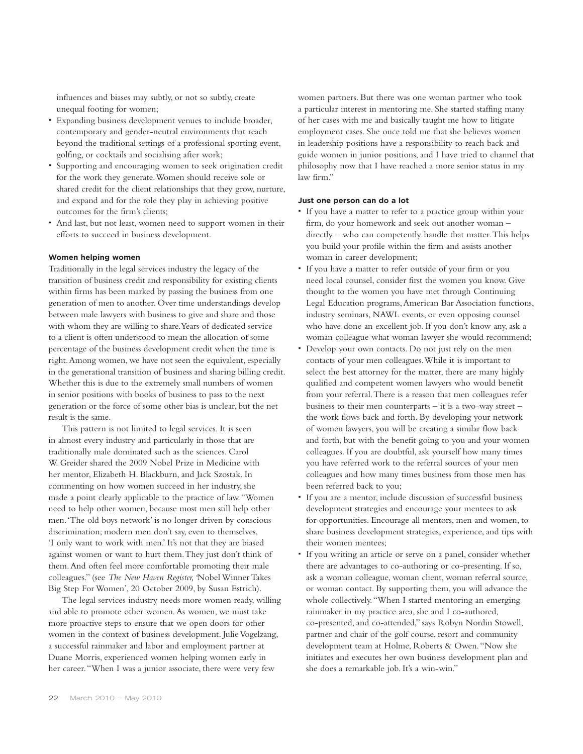influences and biases may subtly, or not so subtly, create unequal footing for women;

- Expanding business development venues to include broader, contemporary and gender-neutral environments that reach beyond the traditional settings of a professional sporting event, golfing, or cocktails and socialising after work;
- Supporting and encouraging women to seek origination credit for the work they generate. Women should receive sole or shared credit for the client relationships that they grow, nurture, and expand and for the role they play in achieving positive outcomes for the firm's clients;
- And last, but not least, women need to support women in their efforts to succeed in business development.

**Women helping women**

Traditionally in the legal services industry the legacy of the transition of business credit and responsibility for existing clients within firms has been marked by passing the business from one generation of men to another. Over time understandings develop between male lawyers with business to give and share and those with whom they are willing to share. Years of dedicated service to a client is often understood to mean the allocation of some percentage of the business development credit when the time is right. Among women, we have not seen the equivalent, especially in the generational transition of business and sharing billing credit. Whether this is due to the extremely small numbers of women in senior positions with books of business to pass to the next generation or the force of some other bias is unclear, but the net result is the same.

This pattern is not limited to legal services. It is seen in almost every industry and particularly in those that are traditionally male dominated such as the sciences. Carol W. Greider shared the 2009 Nobel Prize in Medicine with her mentor, Elizabeth H. Blackburn, and Jack Szostak. In commenting on how women succeed in her industry, she made a point clearly applicable to the practice of law. "Women need to help other women, because most men still help other men. 'The old boys network' is no longer driven by conscious discrimination; modern men don't say, even to themselves, 'I only want to work with men.' It's not that they are biased against women or want to hurt them. They just don't think of them. And often feel more comfortable promoting their male colleagues." (see *The New Haven Register,* 'Nobel Winner Takes Big Step For Women', 20 October 2009, by Susan Estrich).

The legal services industry needs more women ready, willing and able to promote other women. As women, we must take more proactive steps to ensure that we open doors for other women in the context of business development. Julie Vogelzang, a successful rainmaker and labor and employment partner at Duane Morris, experienced women helping women early in her career. "When I was a junior associate, there were very few women partners. But there was one woman partner who took a particular interest in mentoring me. She started staffing many of her cases with me and basically taught me how to litigate employment cases. She once told me that she believes women in leadership positions have a responsibility to reach back and guide women in junior positions, and I have tried to channel that philosophy now that I have reached a more senior status in my law firm."

**Just one person can do a lot**

- If you have a matter to refer to a practice group within your firm, do your homework and seek out another woman – directly – who can competently handle that matter. This helps you build your profile within the firm and assists another woman in career development;
- If you have a matter to refer outside of your firm or you need local counsel, consider first the women you know. Give thought to the women you have met through Continuing Legal Education programs, American Bar Association functions, industry seminars, NAWL events, or even opposing counsel who have done an excellent job. If you don't know any, ask a woman colleague what woman lawyer she would recommend;
- Develop your own contacts. Do not just rely on the men contacts of your men colleagues. While it is important to select the best attorney for the matter, there are many highly qualified and competent women lawyers who would benefit from your referral. There is a reason that men colleagues refer business to their men counterparts – it is a two-way street – the work flows back and forth. By developing your network of women lawyers, you will be creating a similar flow back and forth, but with the benefit going to you and your women colleagues. If you are doubtful, ask yourself how many times you have referred work to the referral sources of your men colleagues and how many times business from those men has been referred back to you;
- If you are a mentor, include discussion of successful business development strategies and encourage your mentees to ask for opportunities. Encourage all mentors, men and women, to share business development strategies, experience, and tips with their women mentees;
- If you writing an article or serve on a panel, consider whether there are advantages to co-authoring or co-presenting. If so, ask a woman colleague, woman client, woman referral source, or woman contact. By supporting them, you will advance the whole collectively. "When I started mentoring an emerging rainmaker in my practice area, she and I co-authored, co-presented, and co-attended," says Robyn Nordin Stowell, partner and chair of the golf course, resort and community development team at Holme, Roberts & Owen. "Now she initiates and executes her own business development plan and she does a remarkable job. It's a win-win."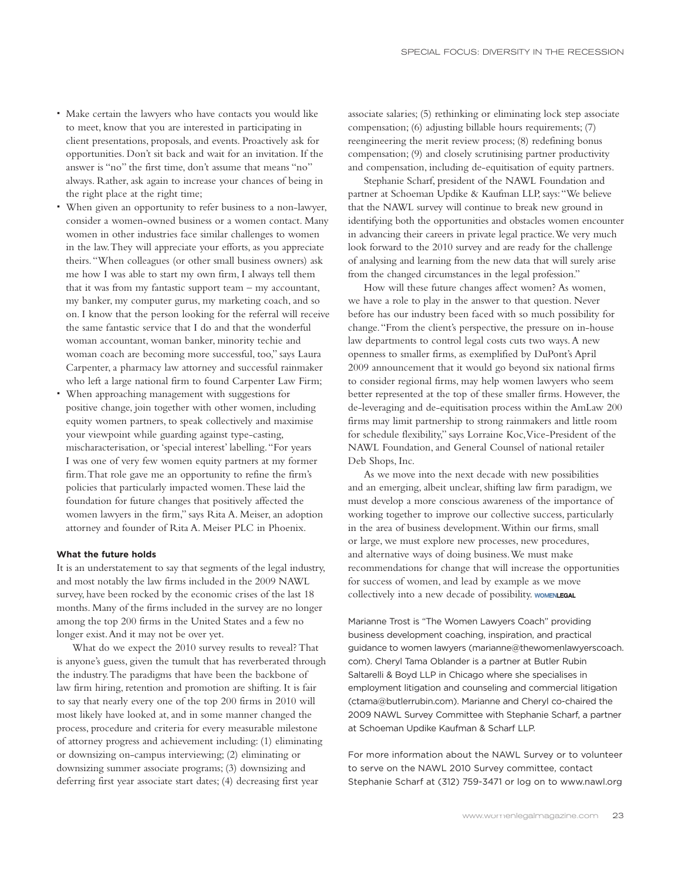- Make certain the lawyers who have contacts you would like to meet, know that you are interested in participating in client presentations, proposals, and events. Proactively ask for opportunities. Don't sit back and wait for an invitation. If the answer is "no" the first time, don't assume that means "no" always. Rather, ask again to increase your chances of being in the right place at the right time;
- When given an opportunity to refer business to a non-lawyer, consider a women-owned business or a women contact. Many women in other industries face similar challenges to women in the law. They will appreciate your efforts, as you appreciate theirs. "When colleagues (or other small business owners) ask me how I was able to start my own firm, I always tell them that it was from my fantastic support team – my accountant, my banker, my computer gurus, my marketing coach, and so on. I know that the person looking for the referral will receive the same fantastic service that I do and that the wonderful woman accountant, woman banker, minority techie and woman coach are becoming more successful, too," says Laura Carpenter, a pharmacy law attorney and successful rainmaker who left a large national firm to found Carpenter Law Firm;
- When approaching management with suggestions for positive change, join together with other women, including equity women partners, to speak collectively and maximise your viewpoint while guarding against type-casting, mischaracterisation, or 'special interest' labelling. "For years I was one of very few women equity partners at my former firm. That role gave me an opportunity to refine the firm's policies that particularly impacted women. These laid the foundation for future changes that positively affected the women lawyers in the firm," says Rita A. Meiser, an adoption attorney and founder of Rita A. Meiser PLC in Phoenix.

**What the future holds**

It is an understatement to say that segments of the legal industry, and most notably the law firms included in the 2009 NAWL survey, have been rocked by the economic crises of the last 18 months. Many of the firms included in the survey are no longer among the top 200 firms in the United States and a few no longer exist. And it may not be over yet.

What do we expect the 2010 survey results to reveal? That is anyone's guess, given the tumult that has reverberated through the industry. The paradigms that have been the backbone of law firm hiring, retention and promotion are shifting. It is fair to say that nearly every one of the top 200 firms in 2010 will most likely have looked at, and in some manner changed the process, procedure and criteria for every measurable milestone of attorney progress and achievement including: (1) eliminating or downsizing on-campus interviewing; (2) eliminating or downsizing summer associate programs; (3) downsizing and deferring first year associate start dates; (4) decreasing first year associate salaries; (5) rethinking or eliminating lock step associate compensation; (6) adjusting billable hours requirements; (7) reengineering the merit review process; (8) redefining bonus compensation; (9) and closely scrutinising partner productivity and compensation, including de-equitisation of equity partners.

Stephanie Scharf, president of the NAWL Foundation and partner at Schoeman Updike & Kaufman LLP, says: "We believe that the NAWL survey will continue to break new ground in identifying both the opportunities and obstacles women encounter in advancing their careers in private legal practice. We very much look forward to the 2010 survey and are ready for the challenge of analysing and learning from the new data that will surely arise from the changed circumstances in the legal profession."

How will these future changes affect women? As women, we have a role to play in the answer to that question. Never before has our industry been faced with so much possibility for change. "From the client's perspective, the pressure on in-house law departments to control legal costs cuts two ways. A new openness to smaller firms, as exemplified by DuPont's April 2009 announcement that it would go beyond six national firms to consider regional firms, may help women lawyers who seem better represented at the top of these smaller firms. However, the de-leveraging and de-equitisation process within the AmLaw 200 firms may limit partnership to strong rainmakers and little room for schedule flexibility," says Lorraine Koc, Vice-President of the NAWL Foundation, and General Counsel of national retailer Deb Shops, Inc.

As we move into the next decade with new possibilities and an emerging, albeit unclear, shifting law firm paradigm, we must develop a more conscious awareness of the importance of working together to improve our collective success, particularly in the area of business development. Within our firms, small or large, we must explore new processes, new procedures, and alternative ways of doing business. We must make recommendations for change that will increase the opportunities for success of women, and lead by example as we move collectively into a new decade of possibility. WOMENLEGAL

Marianne Trost is "The Women Lawyers Coach" providing business development coaching, inspiration, and practical guidance to women lawyers (marianne@thewomenlawyerscoach.com). Cheryl Tama Oblander is a partner at Butler Rubin Saltarelli & Boyd LLP in Chicago where she specialises in employment litigation and counseling and commercial litigation (ctama@butlerrubin.com). Marianne and Cheryl co-chaired the 2009 NAWL Survey Committee with Stephanie Scharf, a partner at Schoeman Updike Kaufman & Scharf LLP.

For more information about the NAWL Survey or to volunteer to serve on the NAWL 2010 Survey committee, contact Stephanie Scharf at (312) 759-3471 or log on to www.nawl.org